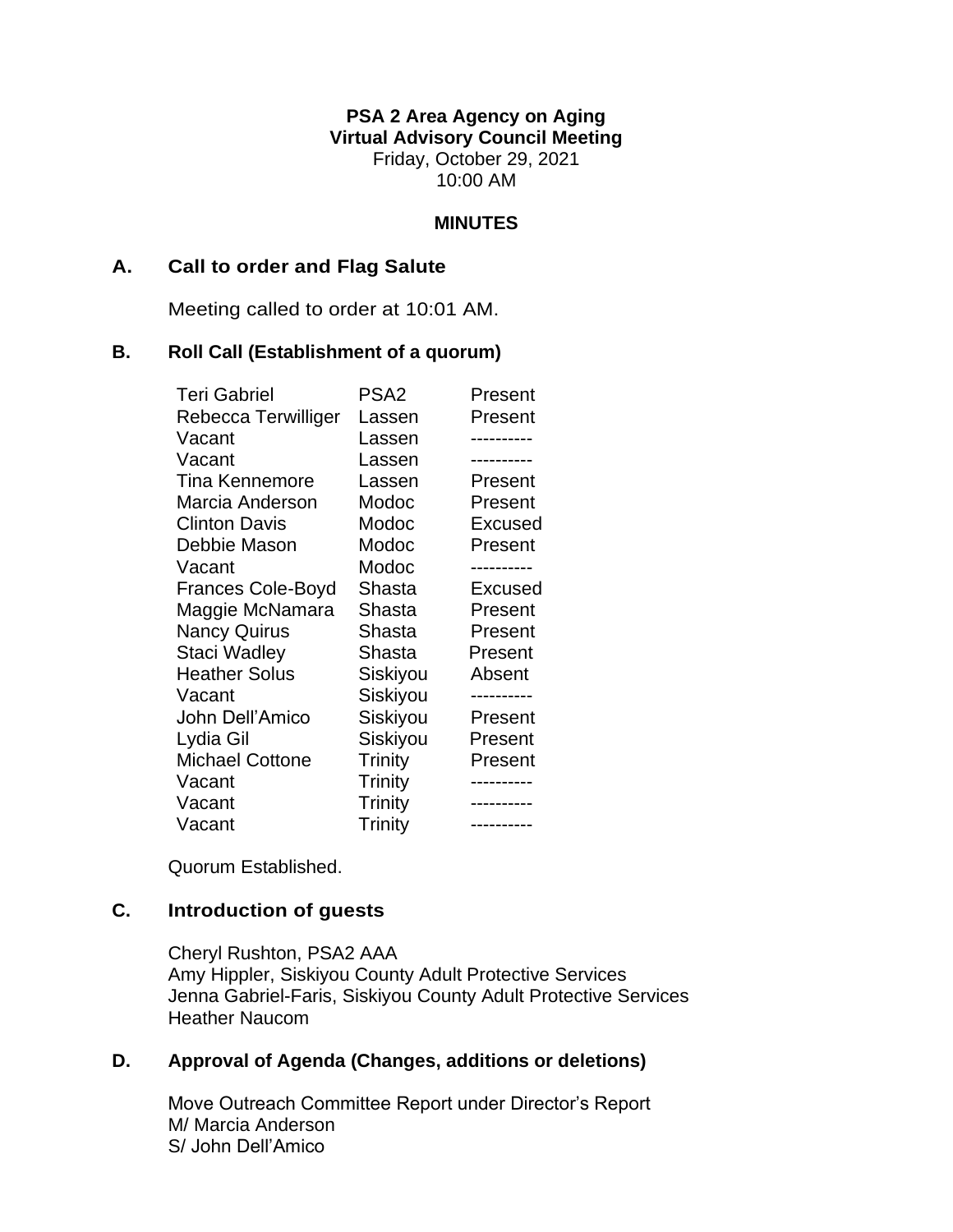**PSA 2 Area Agency on Aging**
**Virtual Advisory Council Meeting**
Friday, October 29, 2021
10:00 AM

**MINUTES**

## A. Call to order and Flag Salute

Meeting called to order at 10:01 AM.

## B. Roll Call (Establishment of a quorum)

| | | |
|---|---|---|
| Teri Gabriel | PSA2 | Present |
| Rebecca Terwilliger | Lassen | Present |
| Vacant | Lassen | ---------- |
| Vacant | Lassen | ---------- |
| Tina Kennemore | Lassen | Present |
| Marcia Anderson | Modoc | Present |
| Clinton Davis | Modoc | Excused |
| Debbie Mason | Modoc | Present |
| Vacant | Modoc | ---------- |
| Frances Cole-Boyd | Shasta | Excused |
| Maggie McNamara | Shasta | Present |
| Nancy Quirus | Shasta | Present |
| Staci Wadley | Shasta | Present |
| Heather Solus | Siskiyou | Absent |
| Vacant | Siskiyou | ---------- |
| John Dell'Amico | Siskiyou | Present |
| Lydia Gil | Siskiyou | Present |
| Michael Cottone | Trinity | Present |
| Vacant | Trinity | ---------- |
| Vacant | Trinity | ---------- |
| Vacant | Trinity | ---------- |

Quorum Established.

## C. Introduction of guests

Cheryl Rushton, PSA2 AAA
Amy Hippler, Siskiyou County Adult Protective Services
Jenna Gabriel-Faris, Siskiyou County Adult Protective Services
Heather Naucom

## D. Approval of Agenda (Changes, additions or deletions)

Move Outreach Committee Report under Director's Report
M/ Marcia Anderson
S/ John Dell'Amico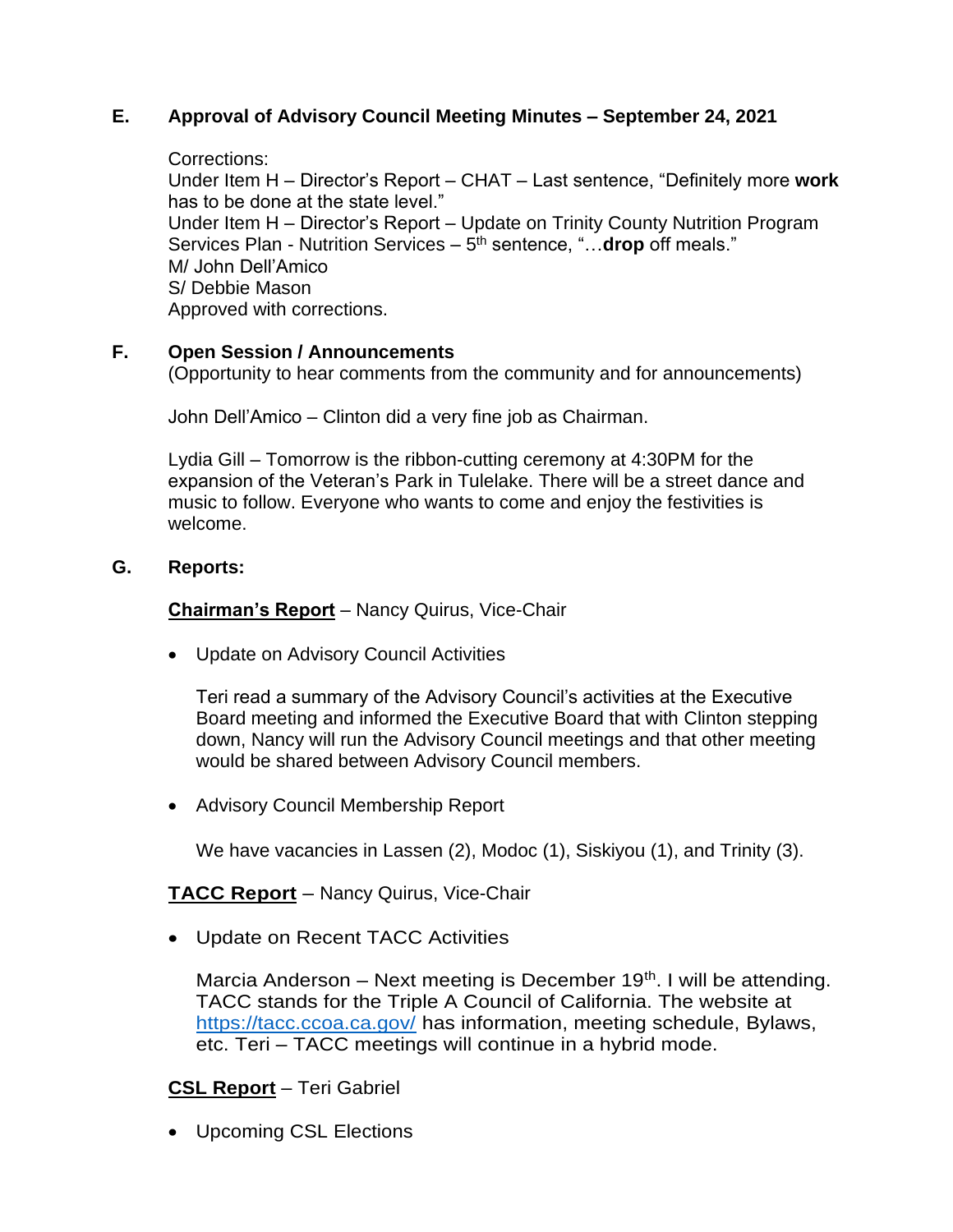**E. Approval of Advisory Council Meeting Minutes – September 24, 2021**

Corrections:
Under Item H – Director's Report – CHAT – Last sentence, "Definitely more **work** has to be done at the state level."
Under Item H – Director's Report – Update on Trinity County Nutrition Program Services Plan - Nutrition Services – 5th sentence, "…**drop** off meals."
M/ John Dell'Amico
S/ Debbie Mason
Approved with corrections.

**F. Open Session / Announcements**
(Opportunity to hear comments from the community and for announcements)

John Dell'Amico – Clinton did a very fine job as Chairman.

Lydia Gill – Tomorrow is the ribbon-cutting ceremony at 4:30PM for the expansion of the Veteran's Park in Tulelake. There will be a street dance and music to follow. Everyone who wants to come and enjoy the festivities is welcome.

**G. Reports:**

**Chairman's Report** – Nancy Quirus, Vice-Chair

- Update on Advisory Council Activities

  Teri read a summary of the Advisory Council's activities at the Executive Board meeting and informed the Executive Board that with Clinton stepping down, Nancy will run the Advisory Council meetings and that other meeting would be shared between Advisory Council members.

- Advisory Council Membership Report

  We have vacancies in Lassen (2), Modoc (1), Siskiyou (1), and Trinity (3).

**TACC Report** – Nancy Quirus, Vice-Chair

- Update on Recent TACC Activities

  Marcia Anderson – Next meeting is December 19th. I will be attending. TACC stands for the Triple A Council of California. The website at https://tacc.ccoa.ca.gov/ has information, meeting schedule, Bylaws, etc. Teri – TACC meetings will continue in a hybrid mode.

**CSL Report** – Teri Gabriel

- Upcoming CSL Elections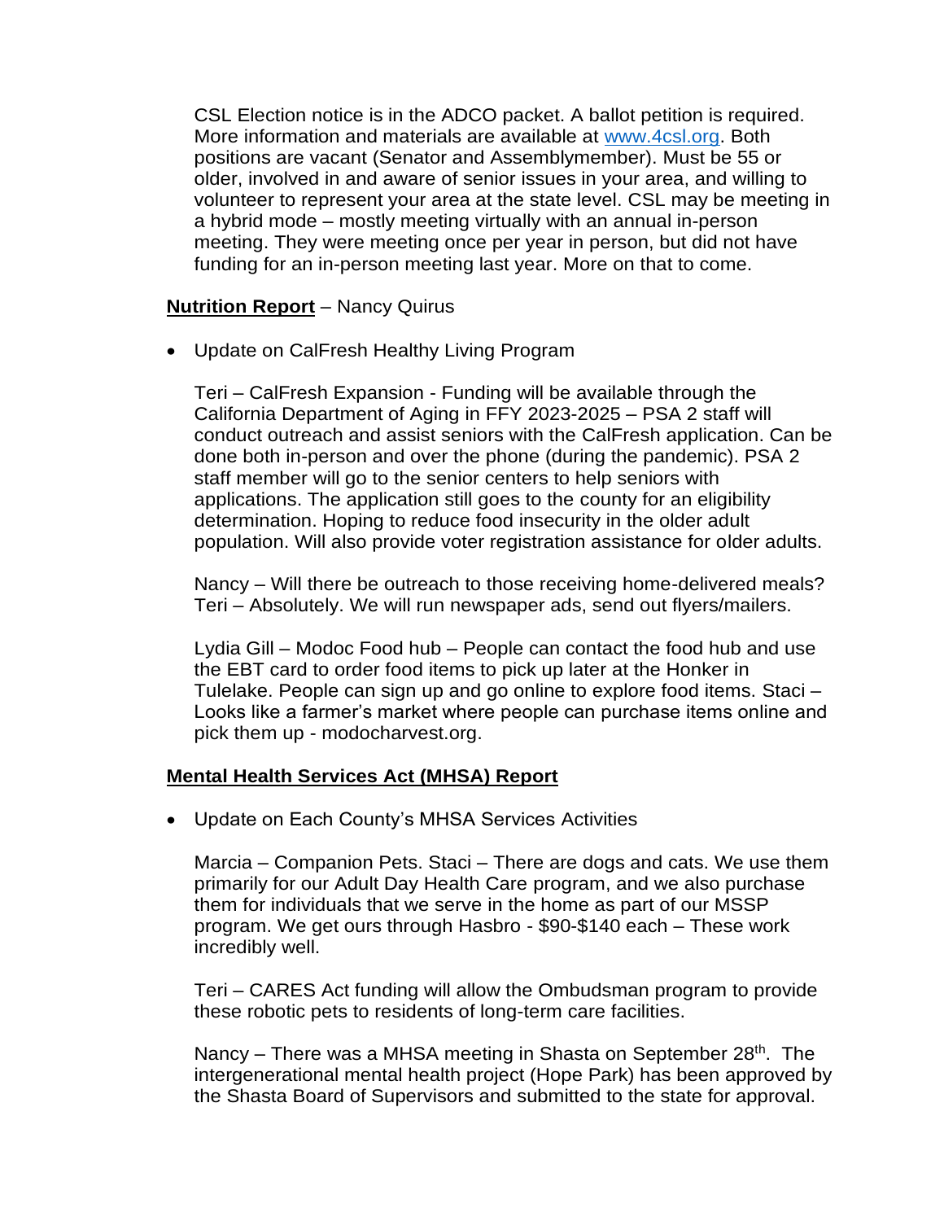CSL Election notice is in the ADCO packet. A ballot petition is required. More information and materials are available at www.4csl.org. Both positions are vacant (Senator and Assemblymember). Must be 55 or older, involved in and aware of senior issues in your area, and willing to volunteer to represent your area at the state level. CSL may be meeting in a hybrid mode – mostly meeting virtually with an annual in-person meeting. They were meeting once per year in person, but did not have funding for an in-person meeting last year. More on that to come.

**Nutrition Report** – Nancy Quirus

- Update on CalFresh Healthy Living Program

  Teri – CalFresh Expansion - Funding will be available through the California Department of Aging in FFY 2023-2025 – PSA 2 staff will conduct outreach and assist seniors with the CalFresh application. Can be done both in-person and over the phone (during the pandemic). PSA 2 staff member will go to the senior centers to help seniors with applications. The application still goes to the county for an eligibility determination. Hoping to reduce food insecurity in the older adult population. Will also provide voter registration assistance for older adults.

  Nancy – Will there be outreach to those receiving home-delivered meals? Teri – Absolutely. We will run newspaper ads, send out flyers/mailers.

  Lydia Gill – Modoc Food hub – People can contact the food hub and use the EBT card to order food items to pick up later at the Honker in Tulelake. People can sign up and go online to explore food items. Staci – Looks like a farmer's market where people can purchase items online and pick them up - modocharvest.org.

**Mental Health Services Act (MHSA) Report**

- Update on Each County's MHSA Services Activities

  Marcia – Companion Pets. Staci – There are dogs and cats. We use them primarily for our Adult Day Health Care program, and we also purchase them for individuals that we serve in the home as part of our MSSP program. We get ours through Hasbro - $90-$140 each – These work incredibly well.

  Teri – CARES Act funding will allow the Ombudsman program to provide these robotic pets to residents of long-term care facilities.

  Nancy – There was a MHSA meeting in Shasta on September 28th. The intergenerational mental health project (Hope Park) has been approved by the Shasta Board of Supervisors and submitted to the state for approval.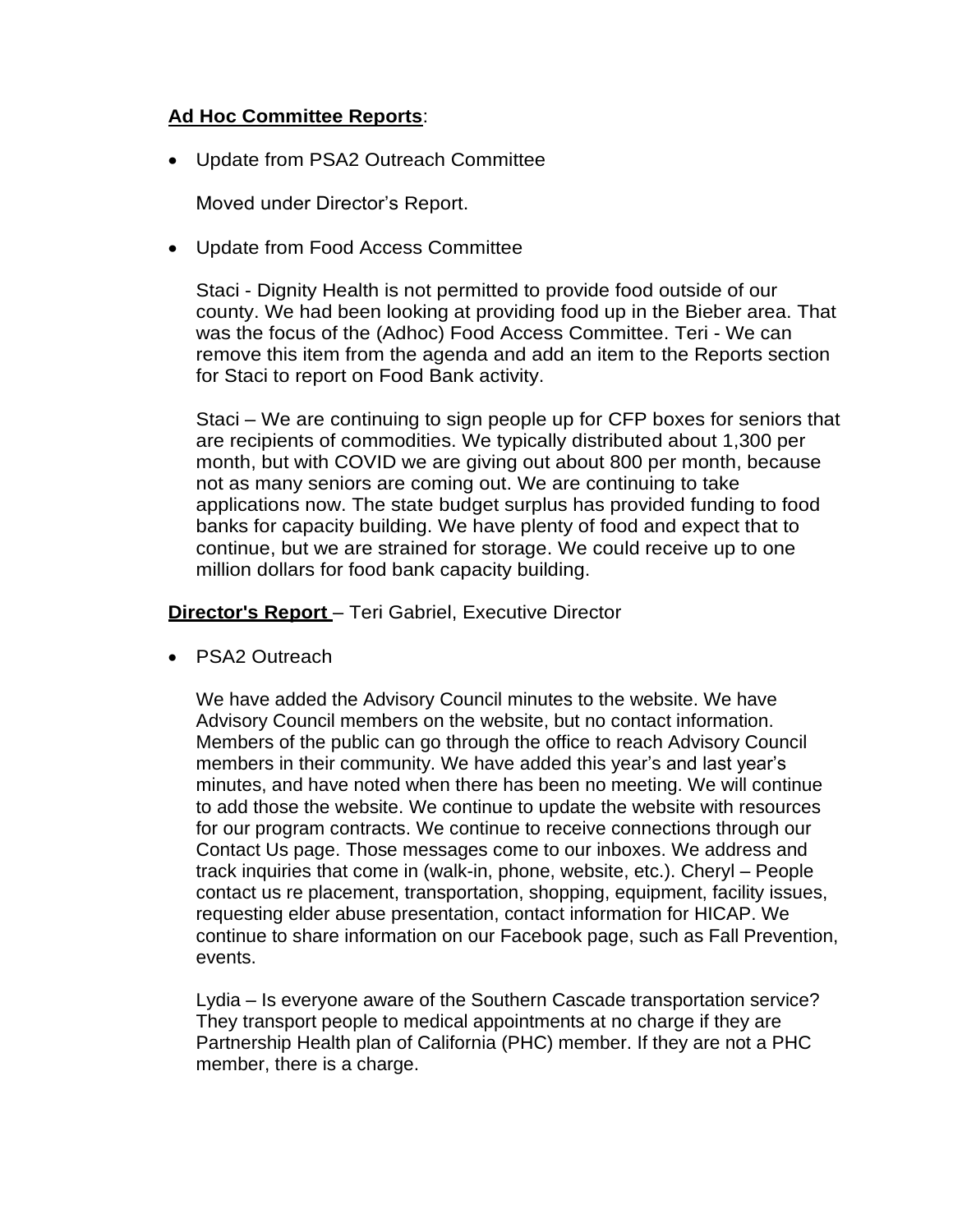**Ad Hoc Committee Reports**:

- Update from PSA2 Outreach Committee

  Moved under Director's Report.

- Update from Food Access Committee

  Staci - Dignity Health is not permitted to provide food outside of our county. We had been looking at providing food up in the Bieber area. That was the focus of the (Adhoc) Food Access Committee. Teri - We can remove this item from the agenda and add an item to the Reports section for Staci to report on Food Bank activity.

  Staci – We are continuing to sign people up for CFP boxes for seniors that are recipients of commodities. We typically distributed about 1,300 per month, but with COVID we are giving out about 800 per month, because not as many seniors are coming out. We are continuing to take applications now. The state budget surplus has provided funding to food banks for capacity building. We have plenty of food and expect that to continue, but we are strained for storage. We could receive up to one million dollars for food bank capacity building.

**Director's Report** – Teri Gabriel, Executive Director

- PSA2 Outreach

  We have added the Advisory Council minutes to the website. We have Advisory Council members on the website, but no contact information. Members of the public can go through the office to reach Advisory Council members in their community. We have added this year's and last year's minutes, and have noted when there has been no meeting. We will continue to add those the website. We continue to update the website with resources for our program contracts. We continue to receive connections through our Contact Us page. Those messages come to our inboxes. We address and track inquiries that come in (walk-in, phone, website, etc.). Cheryl – People contact us re placement, transportation, shopping, equipment, facility issues, requesting elder abuse presentation, contact information for HICAP. We continue to share information on our Facebook page, such as Fall Prevention, events.

  Lydia – Is everyone aware of the Southern Cascade transportation service? They transport people to medical appointments at no charge if they are Partnership Health plan of California (PHC) member. If they are not a PHC member, there is a charge.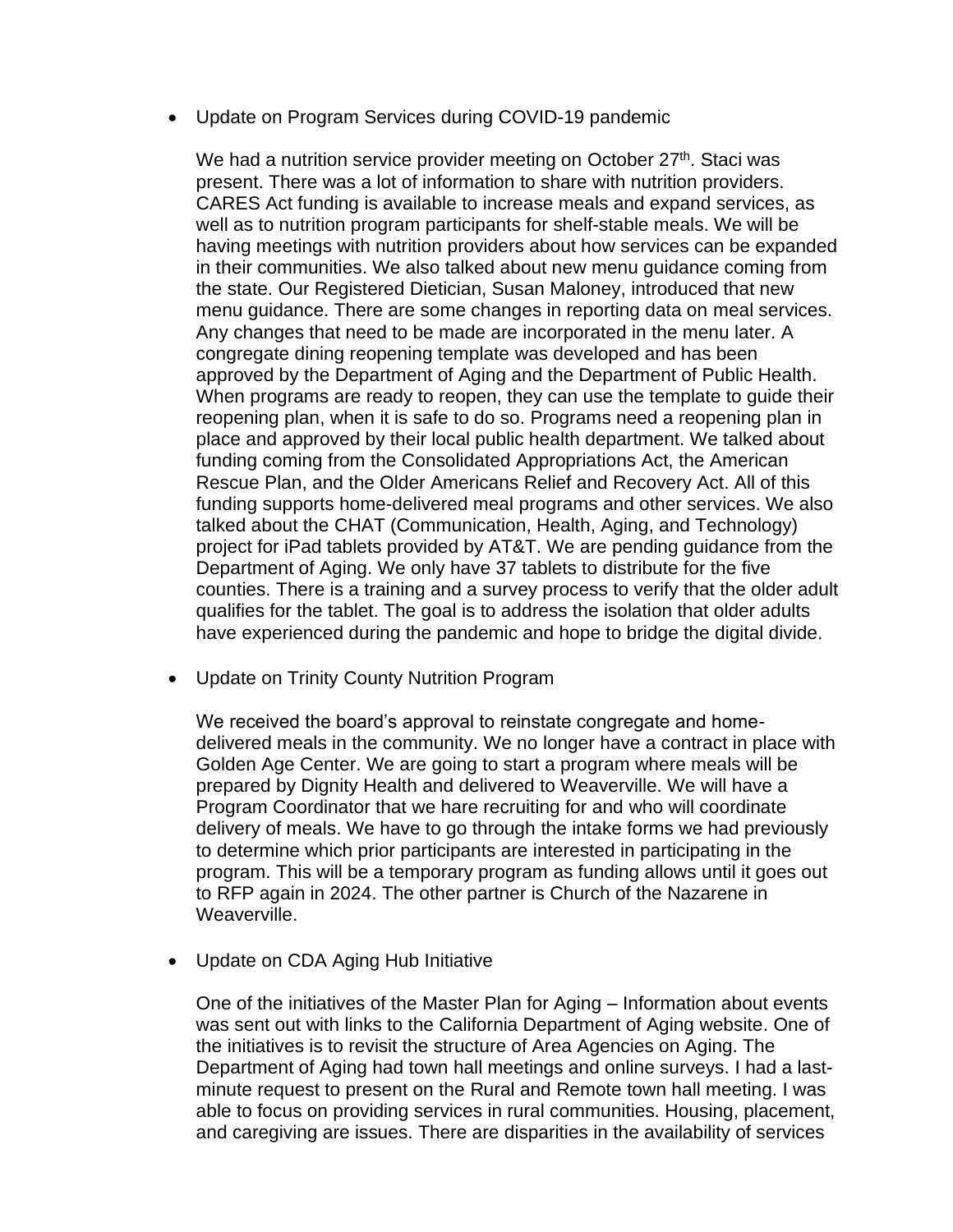- Update on Program Services during COVID-19 pandemic

  We had a nutrition service provider meeting on October 27th. Staci was present. There was a lot of information to share with nutrition providers. CARES Act funding is available to increase meals and expand services, as well as to nutrition program participants for shelf-stable meals. We will be having meetings with nutrition providers about how services can be expanded in their communities. We also talked about new menu guidance coming from the state. Our Registered Dietician, Susan Maloney, introduced that new menu guidance. There are some changes in reporting data on meal services. Any changes that need to be made are incorporated in the menu later. A congregate dining reopening template was developed and has been approved by the Department of Aging and the Department of Public Health. When programs are ready to reopen, they can use the template to guide their reopening plan, when it is safe to do so. Programs need a reopening plan in place and approved by their local public health department. We talked about funding coming from the Consolidated Appropriations Act, the American Rescue Plan, and the Older Americans Relief and Recovery Act. All of this funding supports home-delivered meal programs and other services. We also talked about the CHAT (Communication, Health, Aging, and Technology) project for iPad tablets provided by AT&T. We are pending guidance from the Department of Aging. We only have 37 tablets to distribute for the five counties. There is a training and a survey process to verify that the older adult qualifies for the tablet. The goal is to address the isolation that older adults have experienced during the pandemic and hope to bridge the digital divide.

- Update on Trinity County Nutrition Program

  We received the board's approval to reinstate congregate and home-delivered meals in the community. We no longer have a contract in place with Golden Age Center. We are going to start a program where meals will be prepared by Dignity Health and delivered to Weaverville. We will have a Program Coordinator that we hare recruiting for and who will coordinate delivery of meals. We have to go through the intake forms we had previously to determine which prior participants are interested in participating in the program. This will be a temporary program as funding allows until it goes out to RFP again in 2024. The other partner is Church of the Nazarene in Weaverville.

- Update on CDA Aging Hub Initiative

  One of the initiatives of the Master Plan for Aging – Information about events was sent out with links to the California Department of Aging website. One of the initiatives is to revisit the structure of Area Agencies on Aging. The Department of Aging had town hall meetings and online surveys. I had a last-minute request to present on the Rural and Remote town hall meeting. I was able to focus on providing services in rural communities. Housing, placement, and caregiving are issues. There are disparities in the availability of services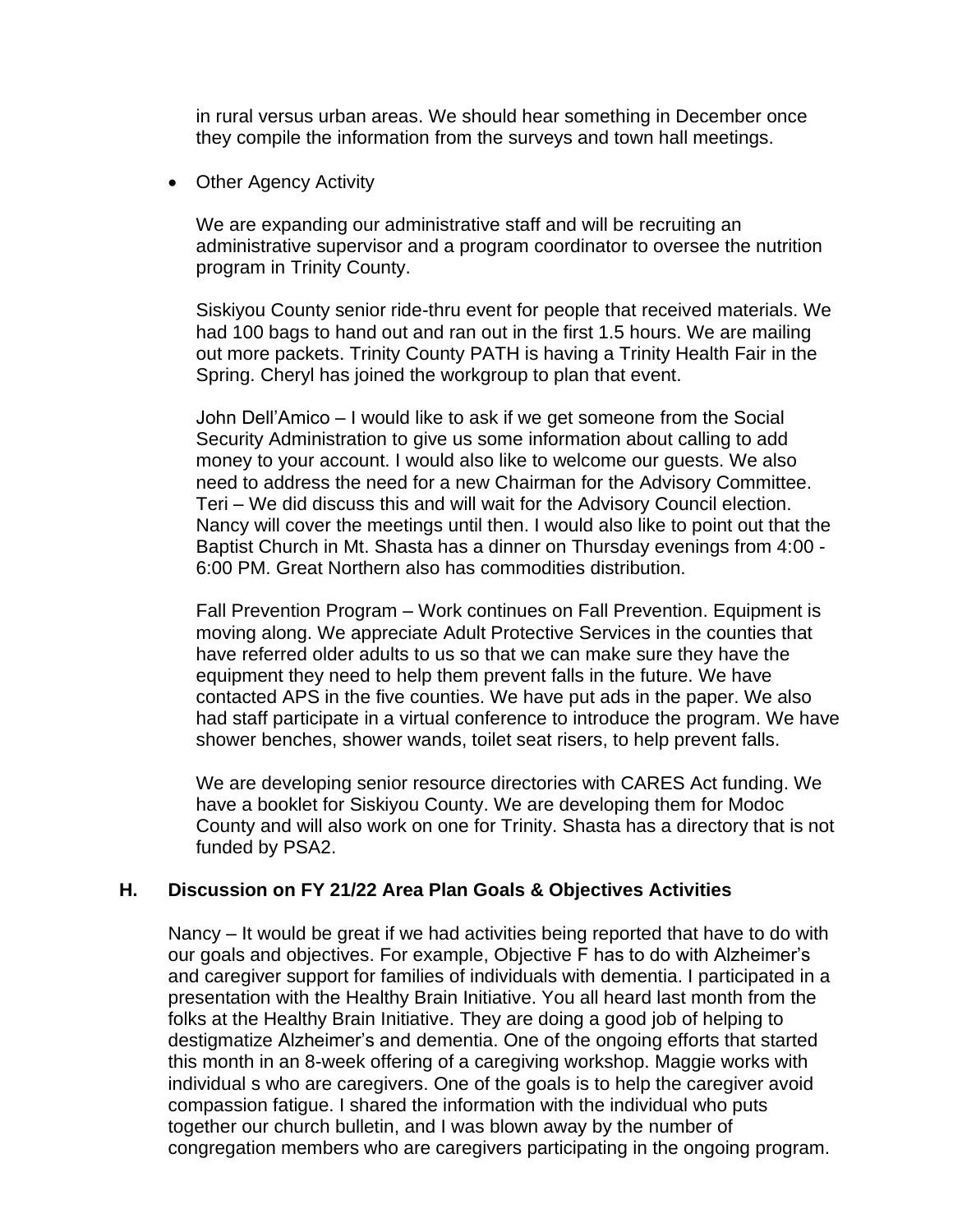in rural versus urban areas. We should hear something in December once they compile the information from the surveys and town hall meetings.

- Other Agency Activity

We are expanding our administrative staff and will be recruiting an administrative supervisor and a program coordinator to oversee the nutrition program in Trinity County.

Siskiyou County senior ride-thru event for people that received materials. We had 100 bags to hand out and ran out in the first 1.5 hours. We are mailing out more packets. Trinity County PATH is having a Trinity Health Fair in the Spring. Cheryl has joined the workgroup to plan that event.

John Dell'Amico – I would like to ask if we get someone from the Social Security Administration to give us some information about calling to add money to your account. I would also like to welcome our guests. We also need to address the need for a new Chairman for the Advisory Committee. Teri – We did discuss this and will wait for the Advisory Council election. Nancy will cover the meetings until then. I would also like to point out that the Baptist Church in Mt. Shasta has a dinner on Thursday evenings from 4:00 - 6:00 PM. Great Northern also has commodities distribution.

Fall Prevention Program – Work continues on Fall Prevention. Equipment is moving along. We appreciate Adult Protective Services in the counties that have referred older adults to us so that we can make sure they have the equipment they need to help them prevent falls in the future. We have contacted APS in the five counties. We have put ads in the paper. We also had staff participate in a virtual conference to introduce the program. We have shower benches, shower wands, toilet seat risers, to help prevent falls.

We are developing senior resource directories with CARES Act funding. We have a booklet for Siskiyou County. We are developing them for Modoc County and will also work on one for Trinity. Shasta has a directory that is not funded by PSA2.

## H. Discussion on FY 21/22 Area Plan Goals & Objectives Activities

Nancy – It would be great if we had activities being reported that have to do with our goals and objectives. For example, Objective F has to do with Alzheimer's and caregiver support for families of individuals with dementia. I participated in a presentation with the Healthy Brain Initiative. You all heard last month from the folks at the Healthy Brain Initiative. They are doing a good job of helping to destigmatize Alzheimer's and dementia. One of the ongoing efforts that started this month in an 8-week offering of a caregiving workshop. Maggie works with individual s who are caregivers. One of the goals is to help the caregiver avoid compassion fatigue. I shared the information with the individual who puts together our church bulletin, and I was blown away by the number of congregation members who are caregivers participating in the ongoing program.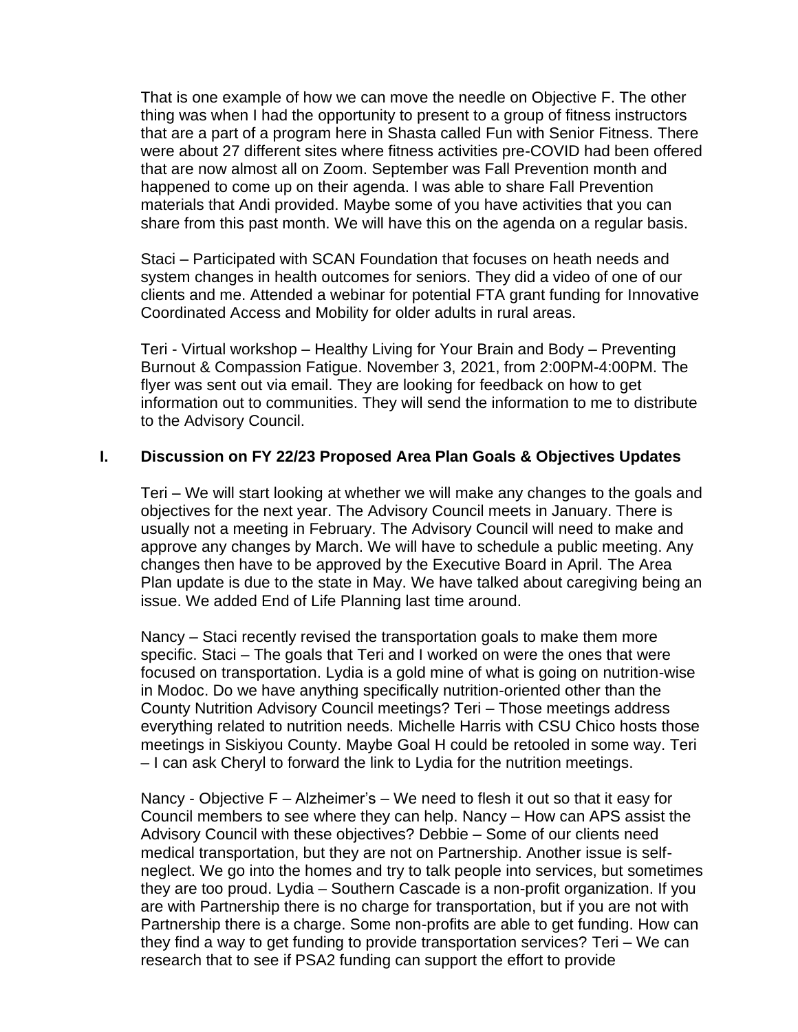That is one example of how we can move the needle on Objective F. The other thing was when I had the opportunity to present to a group of fitness instructors that are a part of a program here in Shasta called Fun with Senior Fitness. There were about 27 different sites where fitness activities pre-COVID had been offered that are now almost all on Zoom. September was Fall Prevention month and happened to come up on their agenda. I was able to share Fall Prevention materials that Andi provided. Maybe some of you have activities that you can share from this past month. We will have this on the agenda on a regular basis.

Staci – Participated with SCAN Foundation that focuses on heath needs and system changes in health outcomes for seniors. They did a video of one of our clients and me. Attended a webinar for potential FTA grant funding for Innovative Coordinated Access and Mobility for older adults in rural areas.

Teri - Virtual workshop – Healthy Living for Your Brain and Body – Preventing Burnout & Compassion Fatigue. November 3, 2021, from 2:00PM-4:00PM. The flyer was sent out via email. They are looking for feedback on how to get information out to communities. They will send the information to me to distribute to the Advisory Council.

## I. Discussion on FY 22/23 Proposed Area Plan Goals & Objectives Updates

Teri – We will start looking at whether we will make any changes to the goals and objectives for the next year. The Advisory Council meets in January. There is usually not a meeting in February. The Advisory Council will need to make and approve any changes by March. We will have to schedule a public meeting. Any changes then have to be approved by the Executive Board in April. The Area Plan update is due to the state in May. We have talked about caregiving being an issue. We added End of Life Planning last time around.

Nancy – Staci recently revised the transportation goals to make them more specific. Staci – The goals that Teri and I worked on were the ones that were focused on transportation. Lydia is a gold mine of what is going on nutrition-wise in Modoc. Do we have anything specifically nutrition-oriented other than the County Nutrition Advisory Council meetings? Teri – Those meetings address everything related to nutrition needs. Michelle Harris with CSU Chico hosts those meetings in Siskiyou County. Maybe Goal H could be retooled in some way. Teri – I can ask Cheryl to forward the link to Lydia for the nutrition meetings.

Nancy - Objective F – Alzheimer's – We need to flesh it out so that it easy for Council members to see where they can help. Nancy – How can APS assist the Advisory Council with these objectives? Debbie – Some of our clients need medical transportation, but they are not on Partnership. Another issue is self-neglect. We go into the homes and try to talk people into services, but sometimes they are too proud. Lydia – Southern Cascade is a non-profit organization. If you are with Partnership there is no charge for transportation, but if you are not with Partnership there is a charge. Some non-profits are able to get funding. How can they find a way to get funding to provide transportation services? Teri – We can research that to see if PSA2 funding can support the effort to provide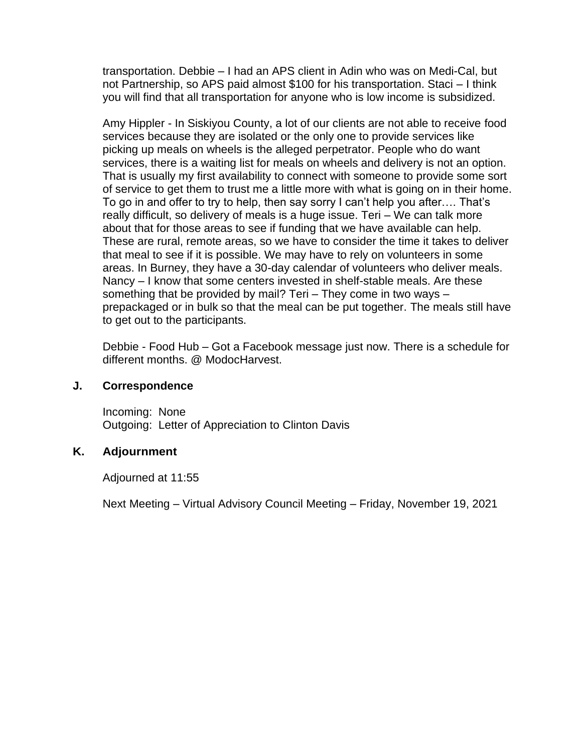transportation. Debbie – I had an APS client in Adin who was on Medi-Cal, but not Partnership, so APS paid almost $100 for his transportation. Staci – I think you will find that all transportation for anyone who is low income is subsidized.

Amy Hippler - In Siskiyou County, a lot of our clients are not able to receive food services because they are isolated or the only one to provide services like picking up meals on wheels is the alleged perpetrator. People who do want services, there is a waiting list for meals on wheels and delivery is not an option. That is usually my first availability to connect with someone to provide some sort of service to get them to trust me a little more with what is going on in their home. To go in and offer to try to help, then say sorry I can't help you after…. That's really difficult, so delivery of meals is a huge issue. Teri – We can talk more about that for those areas to see if funding that we have available can help. These are rural, remote areas, so we have to consider the time it takes to deliver that meal to see if it is possible. We may have to rely on volunteers in some areas. In Burney, they have a 30-day calendar of volunteers who deliver meals. Nancy – I know that some centers invested in shelf-stable meals. Are these something that be provided by mail? Teri – They come in two ways – prepackaged or in bulk so that the meal can be put together. The meals still have to get out to the participants.

Debbie - Food Hub – Got a Facebook message just now. There is a schedule for different months. @ ModocHarvest.

## J. Correspondence

Incoming: None
Outgoing: Letter of Appreciation to Clinton Davis

## K. Adjournment

Adjourned at 11:55

Next Meeting – Virtual Advisory Council Meeting – Friday, November 19, 2021